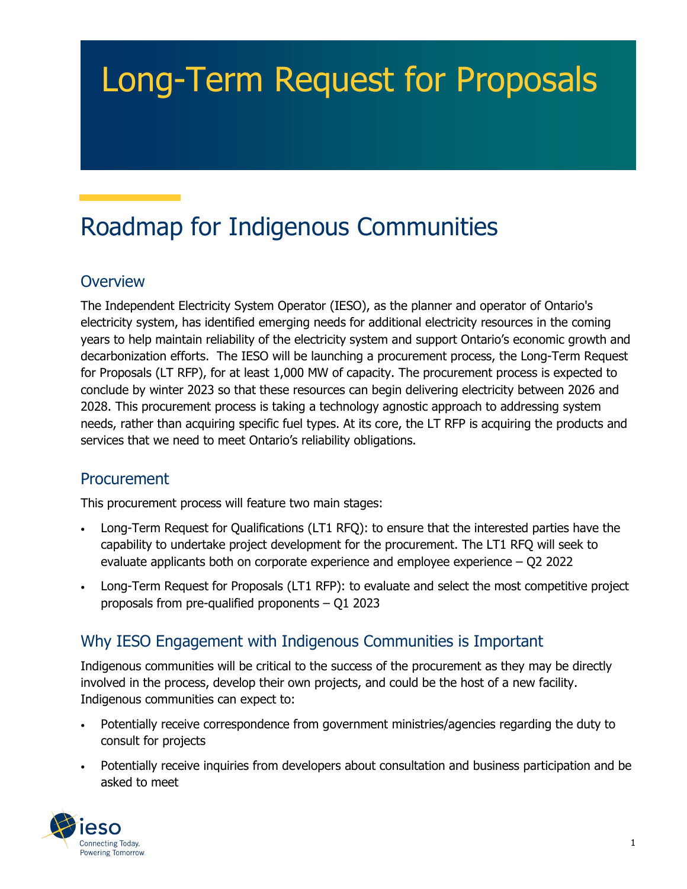# Long-Term Request for Proposals

## Roadmap for Indigenous Communities

### Overview

The Independent Electricity System Operator (IESO), as the planner and operator of Ontario's electricity system, has identified emerging needs for additional electricity resources in the coming years to help maintain reliability of the electricity system and support Ontario's economic growth and decarbonization efforts. The IESO will be launching a procurement process, the Long-Term Request for Proposals (LT RFP), for at least 1,000 MW of capacity. The procurement process is expected to conclude by winter 2023 so that these resources can begin delivering electricity between 2026 and 2028. This procurement process is taking a technology agnostic approach to addressing system needs, rather than acquiring specific fuel types. At its core, the LT RFP is acquiring the products and services that we need to meet Ontario's reliability obligations.

### Procurement

This procurement process will feature two main stages:

- Long-Term Request for Qualifications (LT1 RFQ): to ensure that the interested parties have the capability to undertake project development for the procurement. The LT1 RFQ will seek to evaluate applicants both on corporate experience and employee experience – Q2 2022
- Long-Term Request for Proposals (LT1 RFP): to evaluate and select the most competitive project proposals from pre-qualified proponents – Q1 2023

### Why IESO Engagement with Indigenous Communities is Important

Indigenous communities will be critical to the success of the procurement as they may be directly involved in the process, develop their own projects, and could be the host of a new facility. Indigenous communities can expect to:

- Potentially receive correspondence from government ministries/agencies regarding the duty to consult for projects
- Potentially receive inquiries from developers about consultation and business participation and be asked to meet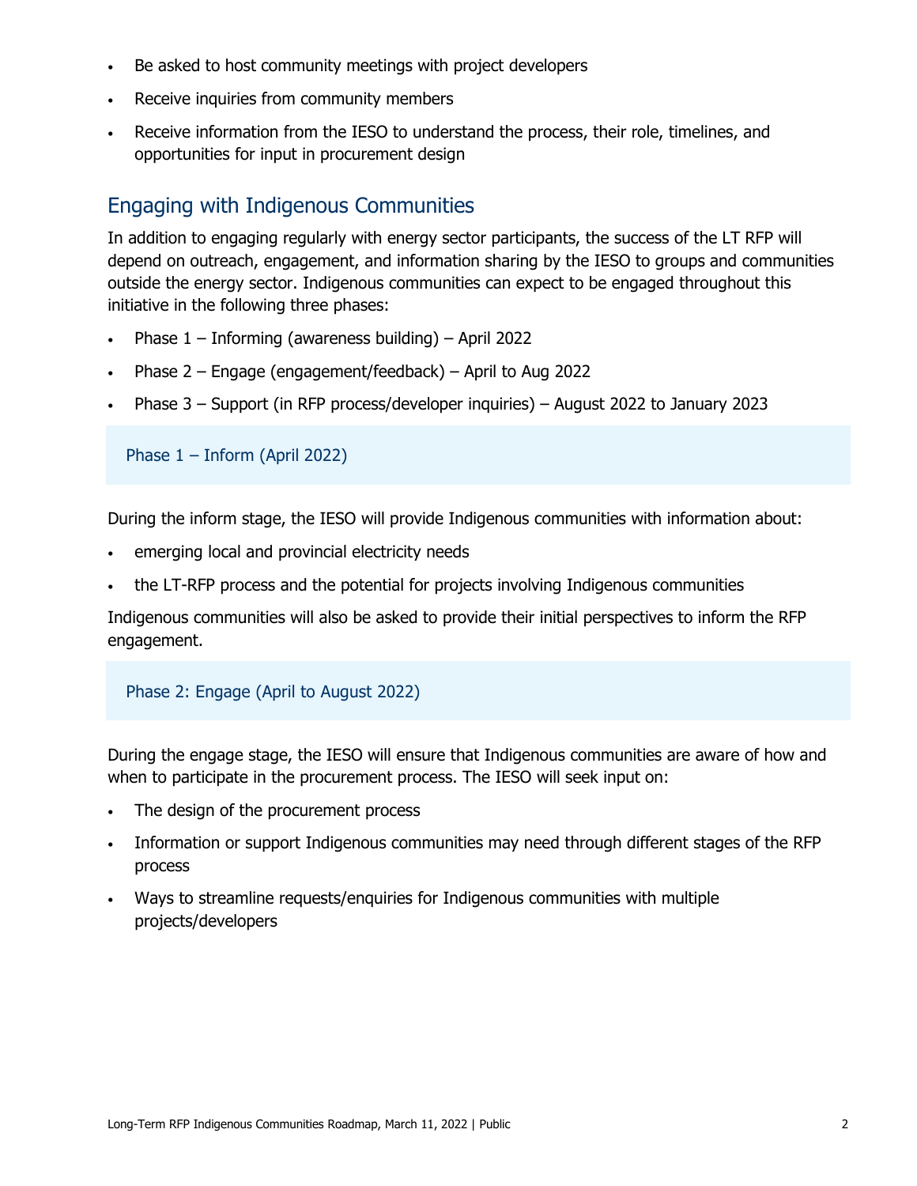- Be asked to host community meetings with project developers
- Receive inquiries from community members
- Receive information from the IESO to understand the process, their role, timelines, and opportunities for input in procurement design

## Engaging with Indigenous Communities

In addition to engaging regularly with energy sector participants, the success of the LT RFP will depend on outreach, engagement, and information sharing by the IESO to groups and communities outside the energy sector. Indigenous communities can expect to be engaged throughout this initiative in the following three phases:

- Phase 1 – Informing (awareness building) – April 2022
- Phase 2 – Engage (engagement/feedback) – April to Aug 2022
- Phase 3 – Support (in RFP process/developer inquiries) – August 2022 to January 2023

### Phase 1 – Inform (April 2022)

During the inform stage, the IESO will provide Indigenous communities with information about:

- emerging local and provincial electricity needs
- the LT-RFP process and the potential for projects involving Indigenous communities

Indigenous communities will also be asked to provide their initial perspectives to inform the RFP engagement.

### Phase 2: Engage (April to August 2022)

During the engage stage, the IESO will ensure that Indigenous communities are aware of how and when to participate in the procurement process. The IESO will seek input on:

- The design of the procurement process
- Information or support Indigenous communities may need through different stages of the RFP process
- Ways to streamline requests/enquiries for Indigenous communities with multiple projects/developers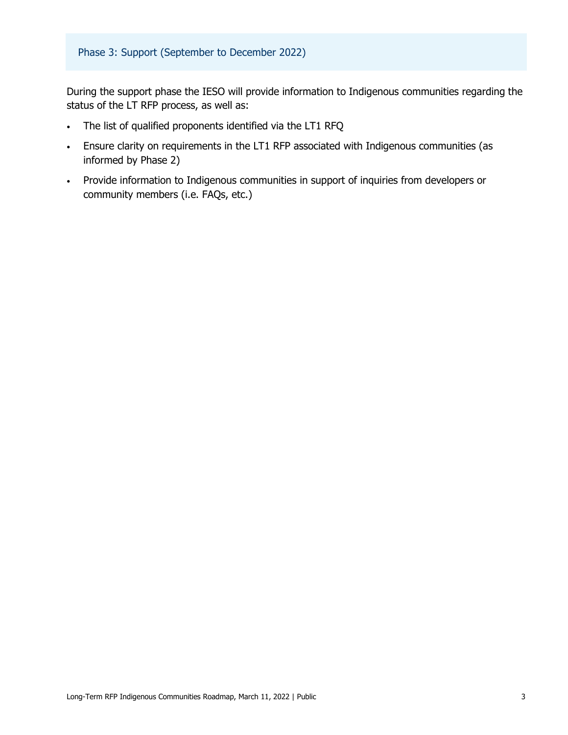## Phase 3: Support (September to December 2022)

During the support phase the IESO will provide information to Indigenous communities regarding the status of the LT RFP process, as well as:

- The list of qualified proponents identified via the LT1 RFQ
- Ensure clarity on requirements in the LT1 RFP associated with Indigenous communities (as informed by Phase 2)
- Provide information to Indigenous communities in support of inquiries from developers or community members (i.e. FAQs, etc.)